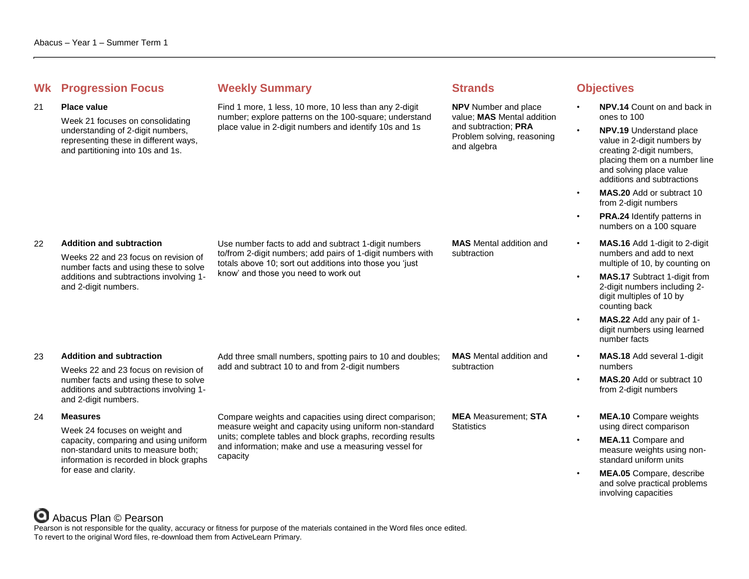Abacus – Year 1 – Summer Term 1

| Wk | Progression Focus | Weekly Summary | Strands | Objectives |
| --- | --- | --- | --- | --- |
| 21 | **Place value**<br>Week 21 focuses on consolidating understanding of 2-digit numbers, representing these in different ways, and partitioning into 10s and 1s. | Find 1 more, 1 less, 10 more, 10 less than any 2-digit number; explore patterns on the 100-square; understand place value in 2-digit numbers and identify 10s and 1s | **NPV** Number and place value; **MAS** Mental addition and subtraction; **PRA** Problem solving, reasoning and algebra | • **NPV.14** Count on and back in ones to 100<br>• **NPV.19** Understand place value in 2-digit numbers by creating 2-digit numbers, placing them on a number line and solving place value additions and subtractions<br>• **MAS.20** Add or subtract 10 from 2-digit numbers<br>• **PRA.24** Identify patterns in numbers on a 100 square |
| 22 | **Addition and subtraction**<br>Weeks 22 and 23 focus on revision of number facts and using these to solve additions and subtractions involving 1- and 2-digit numbers. | Use number facts to add and subtract 1-digit numbers to/from 2-digit numbers; add pairs of 1-digit numbers with totals above 10; sort out additions into those you 'just know' and those you need to work out | **MAS** Mental addition and subtraction | • **MAS.16** Add 1-digit to 2-digit numbers and add to next multiple of 10, by counting on<br>• **MAS.17** Subtract 1-digit from 2-digit numbers including 2-digit multiples of 10 by counting back<br>• **MAS.22** Add any pair of 1-digit numbers using learned number facts |
| 23 | **Addition and subtraction**<br>Weeks 22 and 23 focus on revision of number facts and using these to solve additions and subtractions involving 1- and 2-digit numbers. | Add three small numbers, spotting pairs to 10 and doubles; add and subtract 10 to and from 2-digit numbers | **MAS** Mental addition and subtraction | • **MAS.18** Add several 1-digit numbers<br>• **MAS.20** Add or subtract 10 from 2-digit numbers |
| 24 | **Measures**<br>Week 24 focuses on weight and capacity, comparing and using uniform non-standard units to measure both; information is recorded in block graphs for ease and clarity. | Compare weights and capacities using direct comparison; measure weight and capacity using uniform non-standard units; complete tables and block graphs, recording results and information; make and use a measuring vessel for capacity | **MEA** Measurement; **STA** Statistics | • **MEA.10** Compare weights using direct comparison<br>• **MEA.11** Compare and measure weights using non-standard uniform units<br>• **MEA.05** Compare, describe and solve practical problems involving capacities |

Abacus Plan © Pearson

Pearson is not responsible for the quality, accuracy or fitness for purpose of the materials contained in the Word files once edited.
To revert to the original Word files, re-download them from ActiveLearn Primary.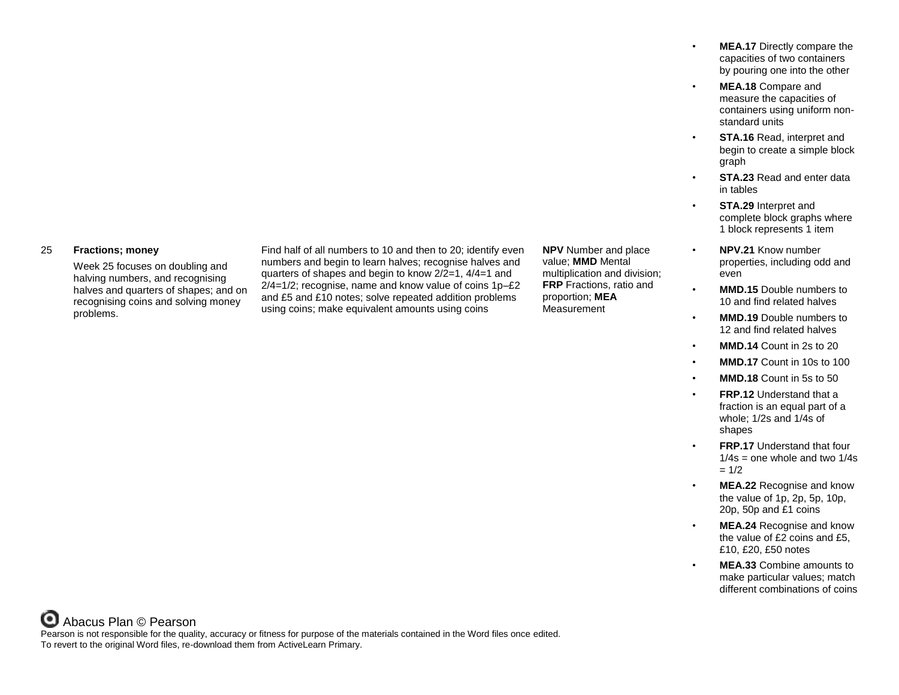| | | | | |
|---|---|---|---|---|
| | | | | • **MEA.17** Directly compare the capacities of two containers by pouring one into the other<br>• **MEA.18** Compare and measure the capacities of containers using uniform non-standard units<br>• **STA.16** Read, interpret and begin to create a simple block graph<br>• **STA.23** Read and enter data in tables<br>• **STA.29** Interpret and complete block graphs where 1 block represents 1 item |
| 25 | **Fractions; money**<br>Week 25 focuses on doubling and halving numbers, and recognising halves and quarters of shapes; and on recognising coins and solving money problems. | Find half of all numbers to 10 and then to 20; identify even numbers and begin to learn halves; recognise halves and quarters of shapes and begin to know 2/2=1, 4/4=1 and 2/4=1/2; recognise, name and know value of coins 1p–£2 and £5 and £10 notes; solve repeated addition problems using coins; make equivalent amounts using coins | **NPV** Number and place value; **MMD** Mental multiplication and division; **FRP** Fractions, ratio and proportion; **MEA** Measurement | • **NPV.21** Know number properties, including odd and even<br>• **MMD.15** Double numbers to 10 and find related halves<br>• **MMD.19** Double numbers to 12 and find related halves<br>• **MMD.14** Count in 2s to 20<br>• **MMD.17** Count in 10s to 100<br>• **MMD.18** Count in 5s to 50<br>• **FRP.12** Understand that a fraction is an equal part of a whole; 1/2s and 1/4s of shapes<br>• **FRP.17** Understand that four 1/4s = one whole and two 1/4s = 1/2<br>• **MEA.22** Recognise and know the value of 1p, 2p, 5p, 10p, 20p, 50p and £1 coins<br>• **MEA.24** Recognise and know the value of £2 coins and £5, £10, £20, £50 notes<br>• **MEA.33** Combine amounts to make particular values; match different combinations of coins |

Abacus Plan © Pearson

Pearson is not responsible for the quality, accuracy or fitness for purpose of the materials contained in the Word files once edited.
To revert to the original Word files, re-download them from ActiveLearn Primary.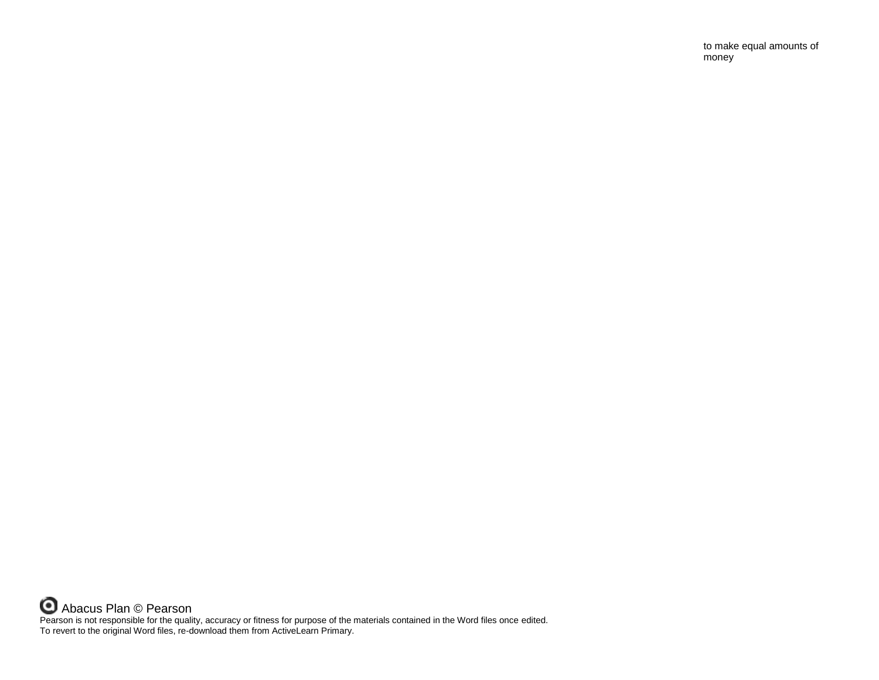to make equal amounts of money